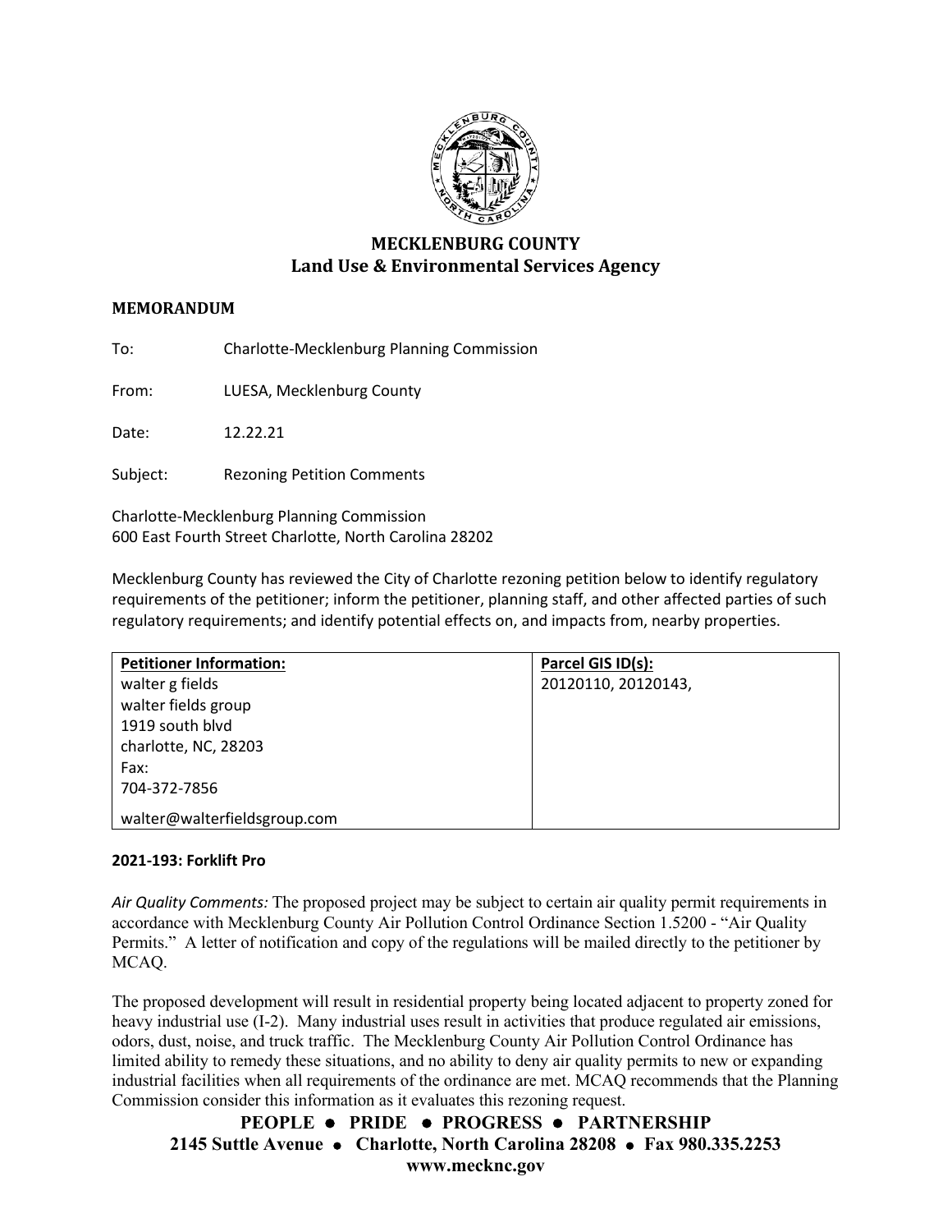# MECKLENBURG COUNTY
## Land Use & Environmental Services Agency

**MEMORANDUM**

To: Charlotte-Mecklenburg Planning Commission

From: LUESA, Mecklenburg County

Date: 12.22.21

Subject: Rezoning Petition Comments

Charlotte-Mecklenburg Planning Commission
600 East Fourth Street Charlotte, North Carolina 28202

Mecklenburg County has reviewed the City of Charlotte rezoning petition below to identify regulatory requirements of the petitioner; inform the petitioner, planning staff, and other affected parties of such regulatory requirements; and identify potential effects on, and impacts from, nearby properties.

| Petitioner Information: | Parcel GIS ID(s): |
|---|---|
| walter g fields<br>walter fields group<br>1919 south blvd<br>charlotte, NC, 28203<br>Fax:<br>704-372-7856<br>walter@walterfieldsgroup.com | 20120110, 20120143, |

**2021-193: Forklift Pro**

*Air Quality Comments:* The proposed project may be subject to certain air quality permit requirements in accordance with Mecklenburg County Air Pollution Control Ordinance Section 1.5200 - "Air Quality Permits." A letter of notification and copy of the regulations will be mailed directly to the petitioner by MCAQ.

The proposed development will result in residential property being located adjacent to property zoned for heavy industrial use (I-2). Many industrial uses result in activities that produce regulated air emissions, odors, dust, noise, and truck traffic. The Mecklenburg County Air Pollution Control Ordinance has limited ability to remedy these situations, and no ability to deny air quality permits to new or expanding industrial facilities when all requirements of the ordinance are met. MCAQ recommends that the Planning Commission consider this information as it evaluates this rezoning request.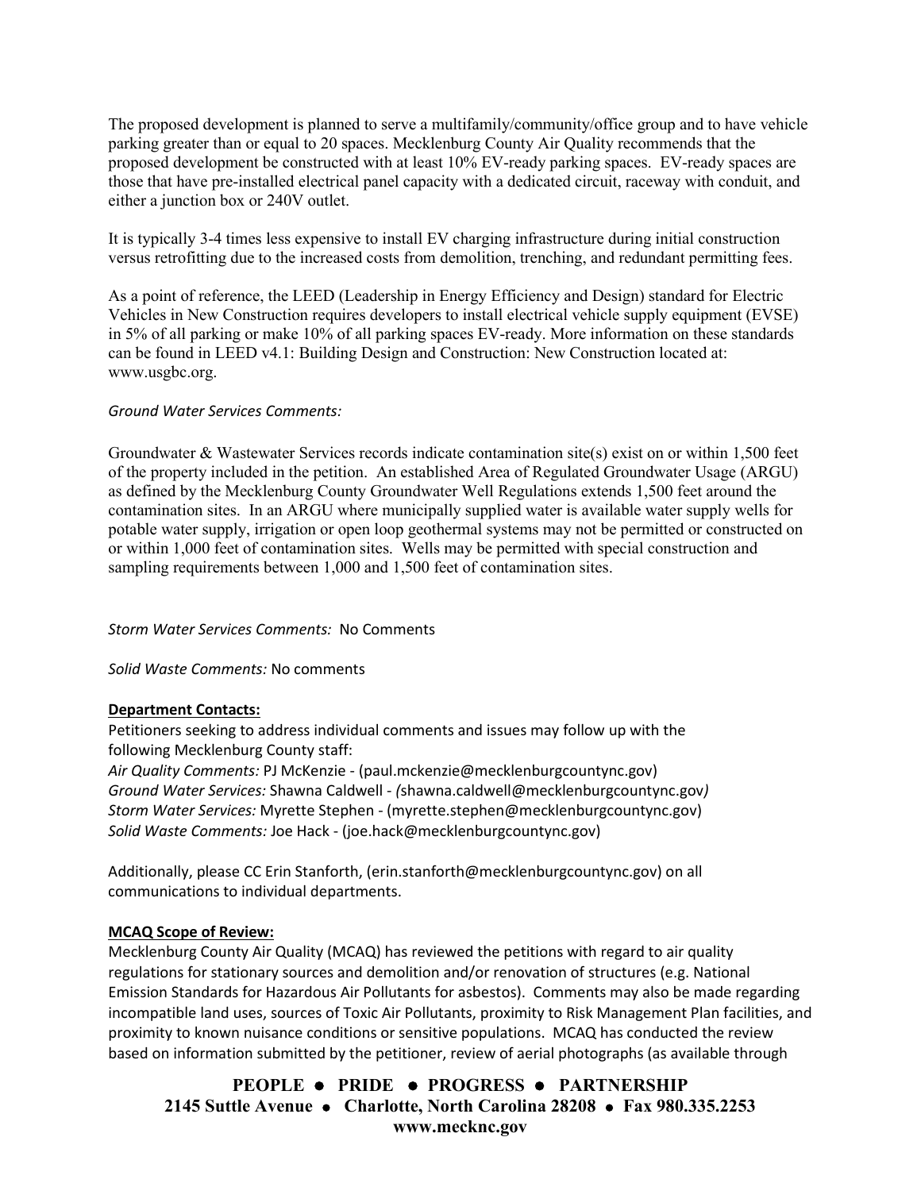The proposed development is planned to serve a multifamily/community/office group and to have vehicle parking greater than or equal to 20 spaces. Mecklenburg County Air Quality recommends that the proposed development be constructed with at least 10% EV-ready parking spaces. EV-ready spaces are those that have pre-installed electrical panel capacity with a dedicated circuit, raceway with conduit, and either a junction box or 240V outlet.

It is typically 3-4 times less expensive to install EV charging infrastructure during initial construction versus retrofitting due to the increased costs from demolition, trenching, and redundant permitting fees.

As a point of reference, the LEED (Leadership in Energy Efficiency and Design) standard for Electric Vehicles in New Construction requires developers to install electrical vehicle supply equipment (EVSE) in 5% of all parking or make 10% of all parking spaces EV-ready. More information on these standards can be found in LEED v4.1: Building Design and Construction: New Construction located at: www.usgbc.org.

*Ground Water Services Comments:*

Groundwater & Wastewater Services records indicate contamination site(s) exist on or within 1,500 feet of the property included in the petition. An established Area of Regulated Groundwater Usage (ARGU) as defined by the Mecklenburg County Groundwater Well Regulations extends 1,500 feet around the contamination sites. In an ARGU where municipally supplied water is available water supply wells for potable water supply, irrigation or open loop geothermal systems may not be permitted or constructed on or within 1,000 feet of contamination sites. Wells may be permitted with special construction and sampling requirements between 1,000 and 1,500 feet of contamination sites.

*Storm Water Services Comments:* No Comments

*Solid Waste Comments:* No comments

**Department Contacts:**

Petitioners seeking to address individual comments and issues may follow up with the following Mecklenburg County staff:

*Air Quality Comments:* PJ McKenzie - (paul.mckenzie@mecklenburgcountync.gov)
*Ground Water Services:* Shawna Caldwell - *(*shawna.caldwell@mecklenburgcountync.gov*)*
*Storm Water Services:* Myrette Stephen - (myrette.stephen@mecklenburgcountync.gov)
*Solid Waste Comments:* Joe Hack - (joe.hack@mecklenburgcountync.gov)

Additionally, please CC Erin Stanforth, (erin.stanforth@mecklenburgcountync.gov) on all communications to individual departments.

**MCAQ Scope of Review:**

Mecklenburg County Air Quality (MCAQ) has reviewed the petitions with regard to air quality regulations for stationary sources and demolition and/or renovation of structures (e.g. National Emission Standards for Hazardous Air Pollutants for asbestos). Comments may also be made regarding incompatible land uses, sources of Toxic Air Pollutants, proximity to Risk Management Plan facilities, and proximity to known nuisance conditions or sensitive populations. MCAQ has conducted the review based on information submitted by the petitioner, review of aerial photographs (as available through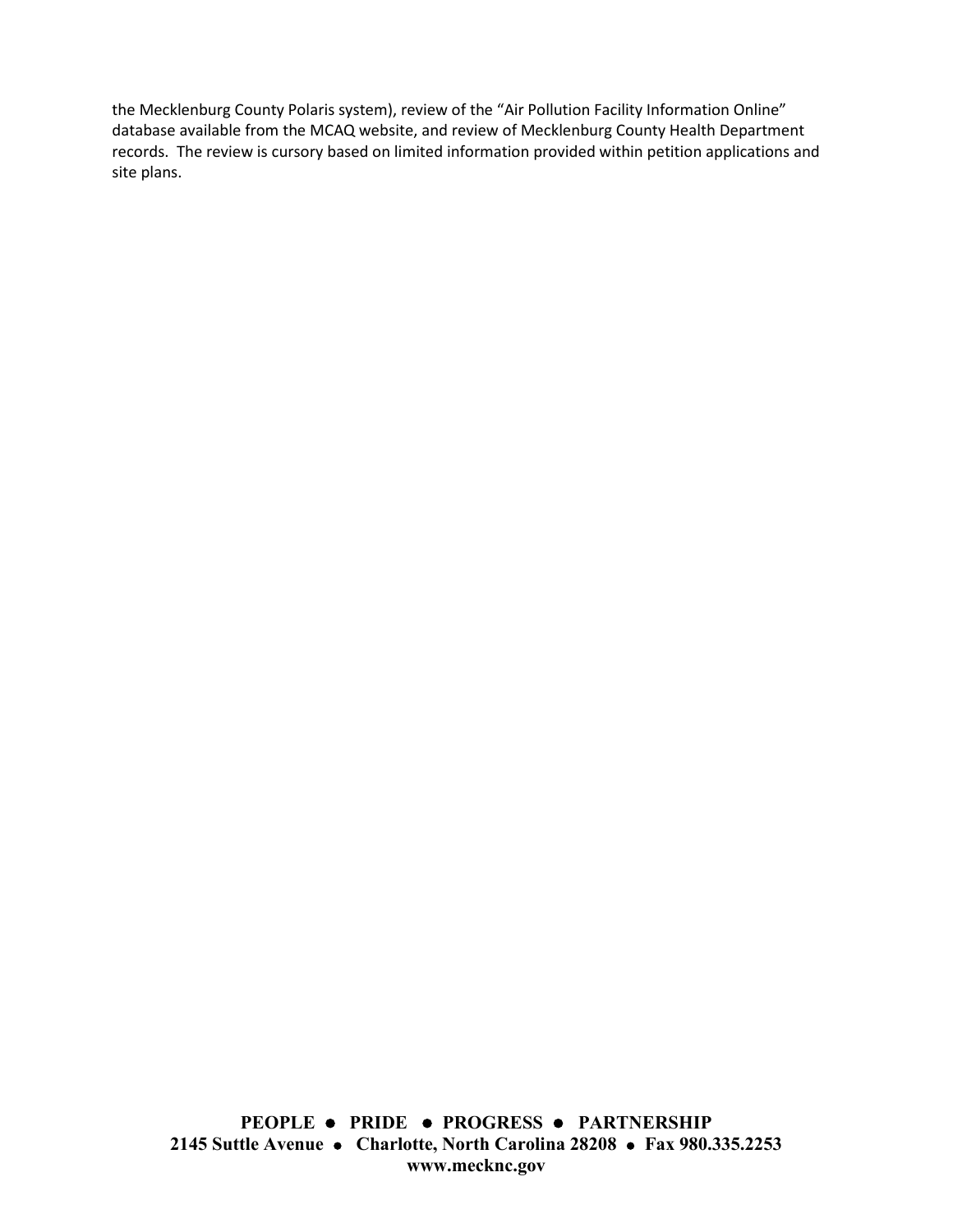the Mecklenburg County Polaris system), review of the "Air Pollution Facility Information Online" database available from the MCAQ website, and review of Mecklenburg County Health Department records. The review is cursory based on limited information provided within petition applications and site plans.